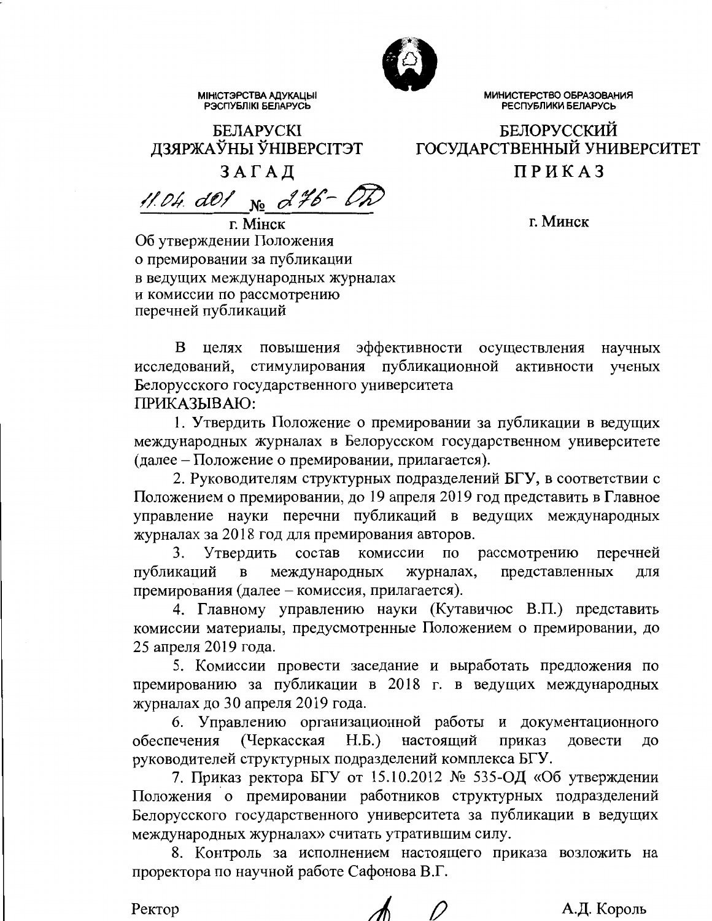МІНІСТЭРСТВА АДУКАЦЫІ РЭСПУБЛІКІ БЕЛАРУСЬ

**БЕЛАРУСКІ ДЗЯРЖАЎНЫ ЎНІВЕРСІТЭТ**

**ЗАГАД**

МИНИСТЕРСТВО ОБРАЗОВАНИЯ РЕСПУБЛИКИ БЕЛАРУСЬ

**БЕЛОРУССКИЙ ГОСУДАРСТВЕННЫЙ УНИВЕРСИТЕТ**

**ПРИКАЗ**

11.04.2019 № 276-ОД

г. Мінск — г. Минск

Об утверждении Положения о премировании за публикации в ведущих международных журналах и комиссии по рассмотрению перечней публикаций

В целях повышения эффективности осуществления научных исследований, стимулирования публикационной активности ученых Белорусского государственного университета

ПРИКАЗЫВАЮ:

1. Утвердить Положение о премировании за публикации в ведущих международных журналах в Белорусском государственном университете (далее – Положение о премировании, прилагается).
2. Руководителям структурных подразделений БГУ, в соответствии с Положением о премировании, до 19 апреля 2019 год представить в Главное управление науки перечни публикаций в ведущих международных журналах за 2018 год для премирования авторов.
3. Утвердить состав комиссии по рассмотрению перечней публикаций в международных журналах, представленных для премирования (далее – комиссия, прилагается).
4. Главному управлению науки (Кутавичюс В.П.) представить комиссии материалы, предусмотренные Положением о премировании, до 25 апреля 2019 года.
5. Комиссии провести заседание и выработать предложения по премированию за публикации в 2018 г. в ведущих международных журналах до 30 апреля 2019 года.
6. Управлению организационной работы и документационного обеспечения (Черкасская Н.Б.) настоящий приказ довести до руководителей структурных подразделений комплекса БГУ.
7. Приказ ректора БГУ от 15.10.2012 № 535-ОД «Об утверждении Положения о премировании работников структурных подразделений Белорусского государственного университета за публикации в ведущих международных журналах» считать утратившим силу.
8. Контроль за исполнением настоящего приказа возложить на проректора по научной работе Сафонова В.Г.

Ректор А.Д. Король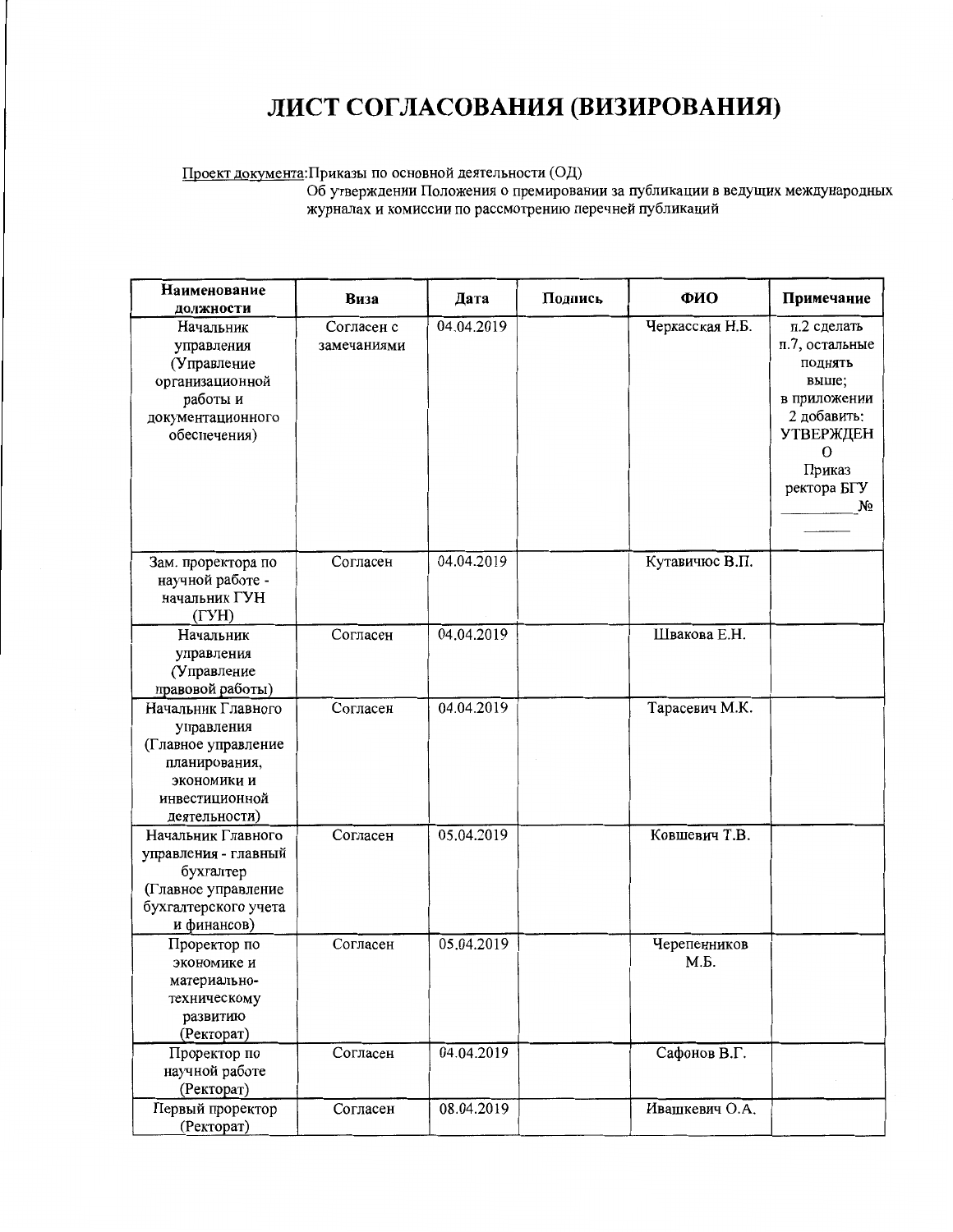# ЛИСТ СОГЛАСОВАНИЯ (ВИЗИРОВАНИЯ)

Проект документа: Приказы по основной деятельности (ОД)
Об утверждении Положения о премировании за публикации в ведущих международных журналах и комиссии по рассмотрению перечней публикаций

| Наименование должности | Виза | Дата | Подпись | ФИО | Примечание |
|---|---|---|---|---|---|
| Начальник управления (Управление организационной работы и документационного обеспечения) | Согласен с замечаниями | 04.04.2019 | | Черкасская Н.Б. | п.2 сделать п.7, остальные поднять выше; в приложении 2 добавить: УТВЕРЖДЕНО Приказ ректора БГУ ________ № ______ |
| Зам. проректора по научной работе - начальник ГУН (ГУН) | Согласен | 04.04.2019 | | Кутавичюс В.П. | |
| Начальник управления (Управление правовой работы) | Согласен | 04.04.2019 | | Швакова Е.Н. | |
| Начальник Главного управления (Главное управление планирования, экономики и инвестиционной деятельности) | Согласен | 04.04.2019 | | Тарасевич М.К. | |
| Начальник Главного управления - главный бухгалтер (Главное управление бухгалтерского учета и финансов) | Согласен | 05.04.2019 | | Ковшевич Т.В. | |
| Проректор по экономике и материально-техническому развитию (Ректорат) | Согласен | 05.04.2019 | | Черепенников М.Б. | |
| Проректор по научной работе (Ректорат) | Согласен | 04.04.2019 | | Сафонов В.Г. | |
| Первый проректор (Ректорат) | Согласен | 08.04.2019 | | Ивашкевич О.А. | |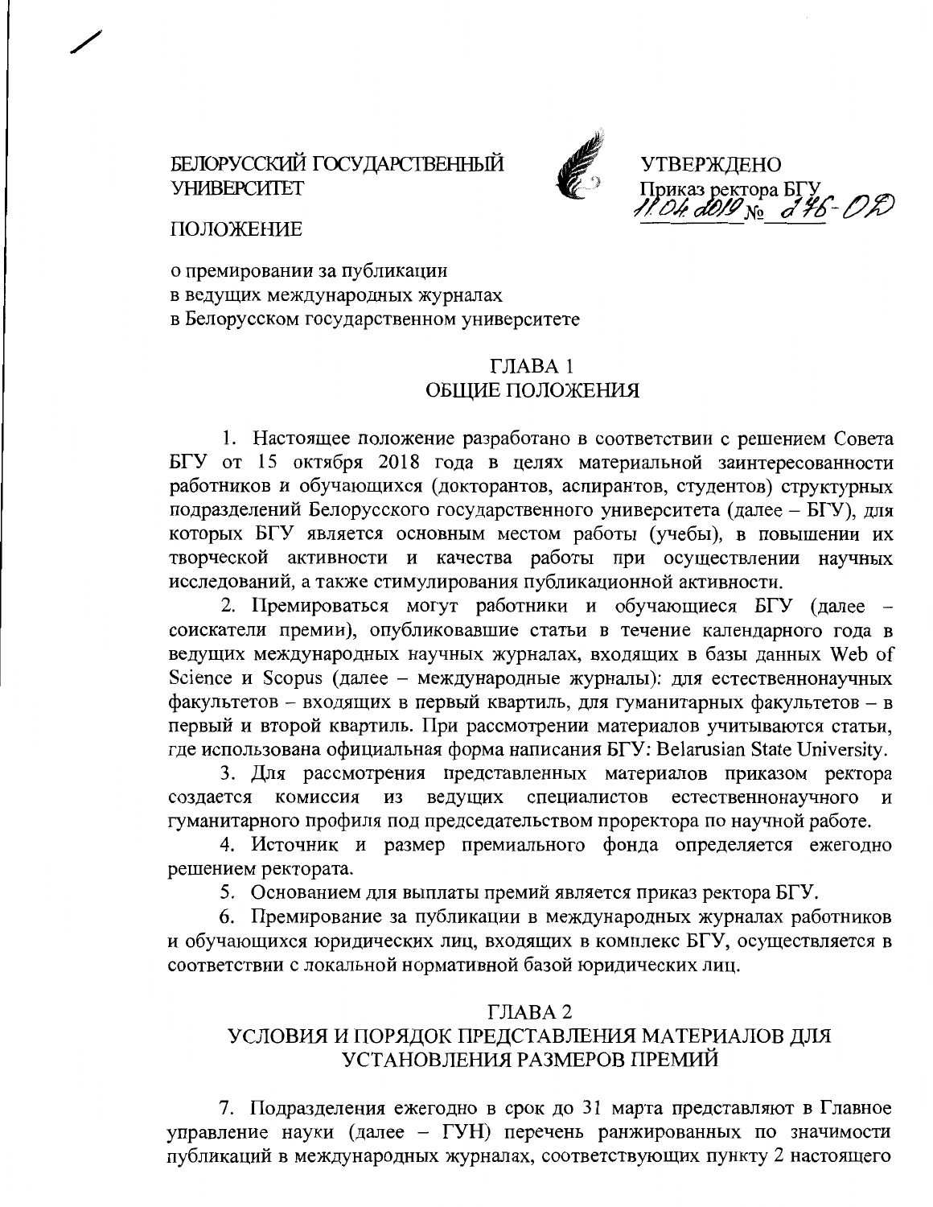БЕЛОРУССКИЙ ГОСУДАРСТВЕННЫЙ УНИВЕРСИТЕТ

УТВЕРЖДЕНО
Приказ ректора БГУ
11.04.2019 № 276-ОД

ПОЛОЖЕНИЕ

о премировании за публикации
в ведущих международных журналах
в Белорусском государственном университете

## ГЛАВА 1
## ОБЩИЕ ПОЛОЖЕНИЯ

1. Настоящее положение разработано в соответствии с решением Совета БГУ от 15 октября 2018 года в целях материальной заинтересованности работников и обучающихся (докторантов, аспирантов, студентов) структурных подразделений Белорусского государственного университета (далее – БГУ), для которых БГУ является основным местом работы (учебы), в повышении их творческой активности и качества работы при осуществлении научных исследований, а также стимулирования публикационной активности.

2. Премироваться могут работники и обучающиеся БГУ (далее – соискатели премии), опубликовавшие статьи в течение календарного года в ведущих международных научных журналах, входящих в базы данных Web of Science и Scopus (далее – международные журналы): для естественнонаучных факультетов – входящих в первый квартиль, для гуманитарных факультетов – в первый и второй квартиль. При рассмотрении материалов учитываются статьи, где использована официальная форма написания БГУ: Belarusian State University.

3. Для рассмотрения представленных материалов приказом ректора создается комиссия из ведущих специалистов естественнонаучного и гуманитарного профиля под председательством проректора по научной работе.

4. Источник и размер премиального фонда определяется ежегодно решением ректората.

5. Основанием для выплаты премий является приказ ректора БГУ.

6. Премирование за публикации в международных журналах работников и обучающихся юридических лиц, входящих в комплекс БГУ, осуществляется в соответствии с локальной нормативной базой юридических лиц.

## ГЛАВА 2
## УСЛОВИЯ И ПОРЯДОК ПРЕДСТАВЛЕНИЯ МАТЕРИАЛОВ ДЛЯ УСТАНОВЛЕНИЯ РАЗМЕРОВ ПРЕМИЙ

7. Подразделения ежегодно в срок до 31 марта представляют в Главное управление науки (далее – ГУН) перечень ранжированных по значимости публикаций в международных журналах, соответствующих пункту 2 настоящего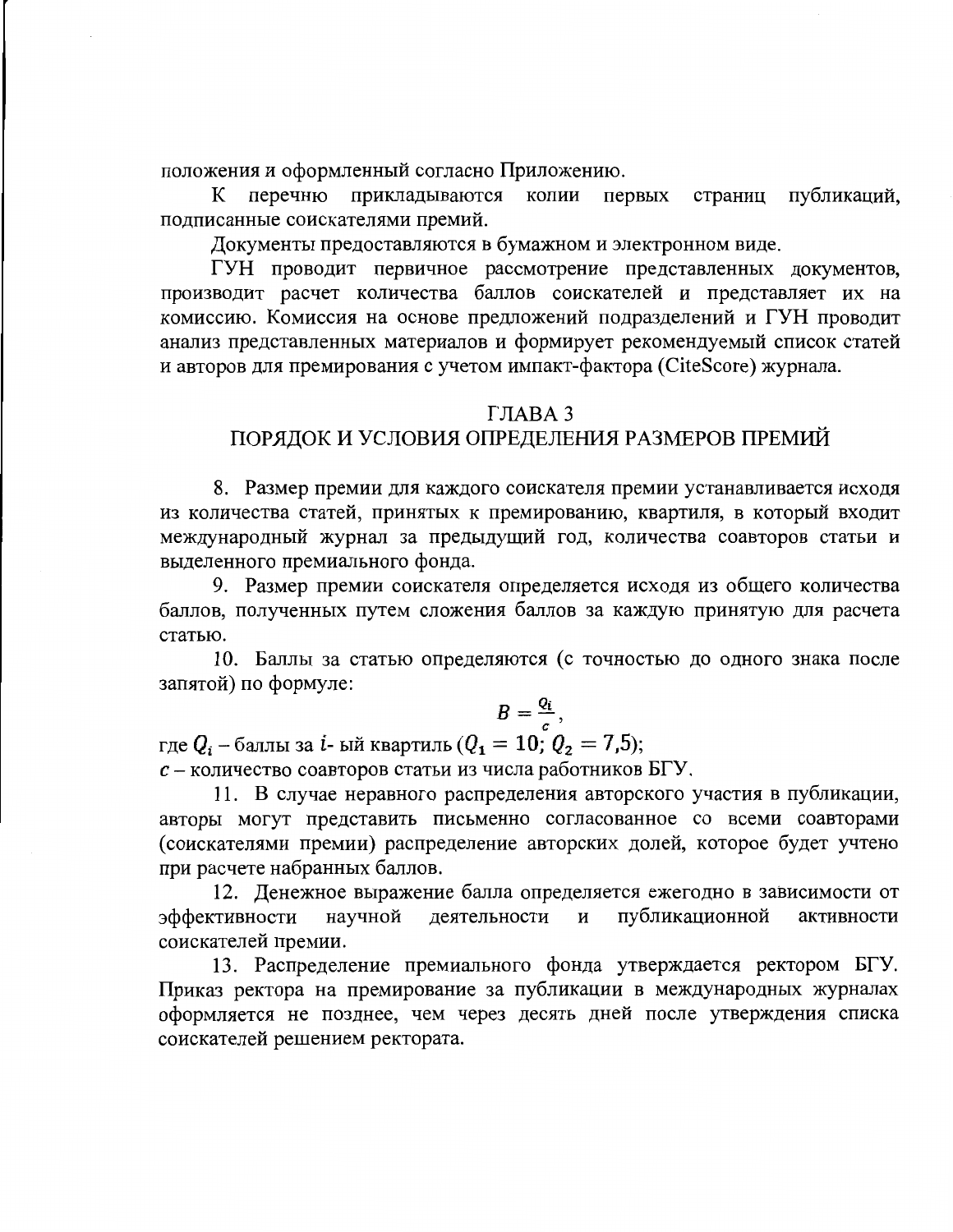положения и оформленный согласно Приложению.

К перечню прикладываются копии первых страниц публикаций, подписанные соискателями премий.

Документы предоставляются в бумажном и электронном виде.

ГУН проводит первичное рассмотрение представленных документов, производит расчет количества баллов соискателей и представляет их на комиссию. Комиссия на основе предложений подразделений и ГУН проводит анализ представленных материалов и формирует рекомендуемый список статей и авторов для премирования с учетом импакт-фактора (CiteScore) журнала.

## ГЛАВА 3
## ПОРЯДОК И УСЛОВИЯ ОПРЕДЕЛЕНИЯ РАЗМЕРОВ ПРЕМИЙ

8. Размер премии для каждого соискателя премии устанавливается исходя из количества статей, принятых к премированию, квартиля, в который входит международный журнал за предыдущий год, количества соавторов статьи и выделенного премиального фонда.

9. Размер премии соискателя определяется исходя из общего количества баллов, полученных путем сложения баллов за каждую принятую для расчета статью.

10. Баллы за статью определяются (с точностью до одного знака после запятой) по формуле:

$$B = \frac{Q_i}{c},$$

где $Q_i$ – баллы за $i$- ый квартиль ($Q_1 = 10$; $Q_2 = 7{,}5$);
$c$ – количество соавторов статьи из числа работников БГУ.

11. В случае неравного распределения авторского участия в публикации, авторы могут представить письменно согласованное со всеми соавторами (соискателями премии) распределение авторских долей, которое будет учтено при расчете набранных баллов.

12. Денежное выражение балла определяется ежегодно в зависимости от эффективности научной деятельности и публикационной активности соискателей премии.

13. Распределение премиального фонда утверждается ректором БГУ. Приказ ректора на премирование за публикации в международных журналах оформляется не позднее, чем через десять дней после утверждения списка соискателей решением ректората.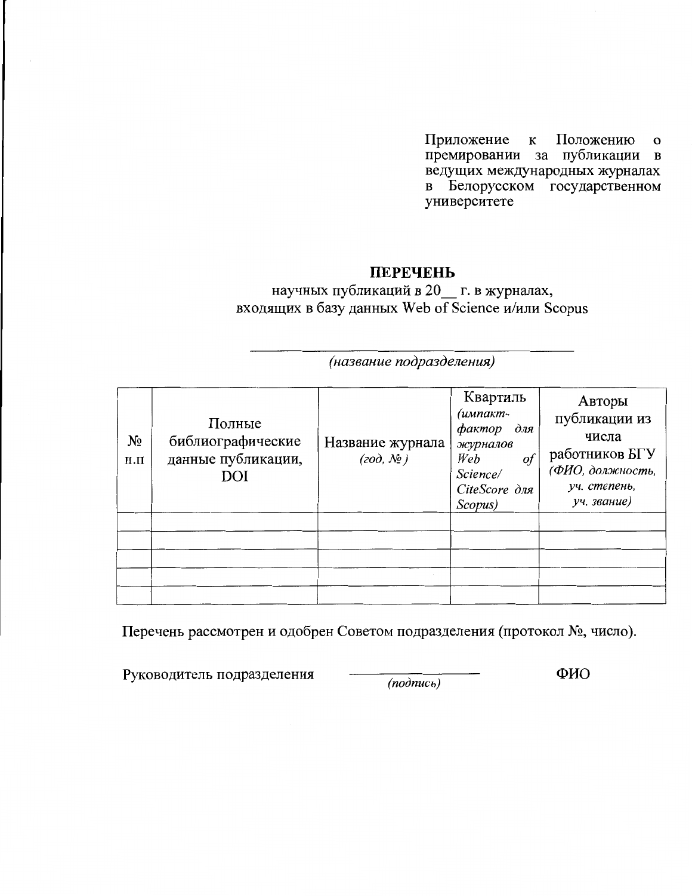Приложение к Положению о премировании за публикации в ведущих международных журналах в Белорусском государственном университете

**ПЕРЕЧЕНЬ**

научных публикаций в 20__ г. в журналах, входящих в базу данных Web of Science и/или Scopus

___________________________________________

*(название подразделения)*

| № п.п | Полные библиографические данные публикации, DOI | Название журнала *(год, №)* | Квартиль *(импакт-фактор для журналов Web of Science/ CiteScore для Scopus)* | Авторы публикации из числа работников БГУ *(ФИО, должность, уч. степень, уч. звание)* |
|---|---|---|---|---|
| | | | | |
| | | | | |
| | | | | |
| | | | | |
| | | | | |

Перечень рассмотрен и одобрен Советом подразделения (протокол №, число).

Руководитель подразделения ________________ *(подпись)* ФИО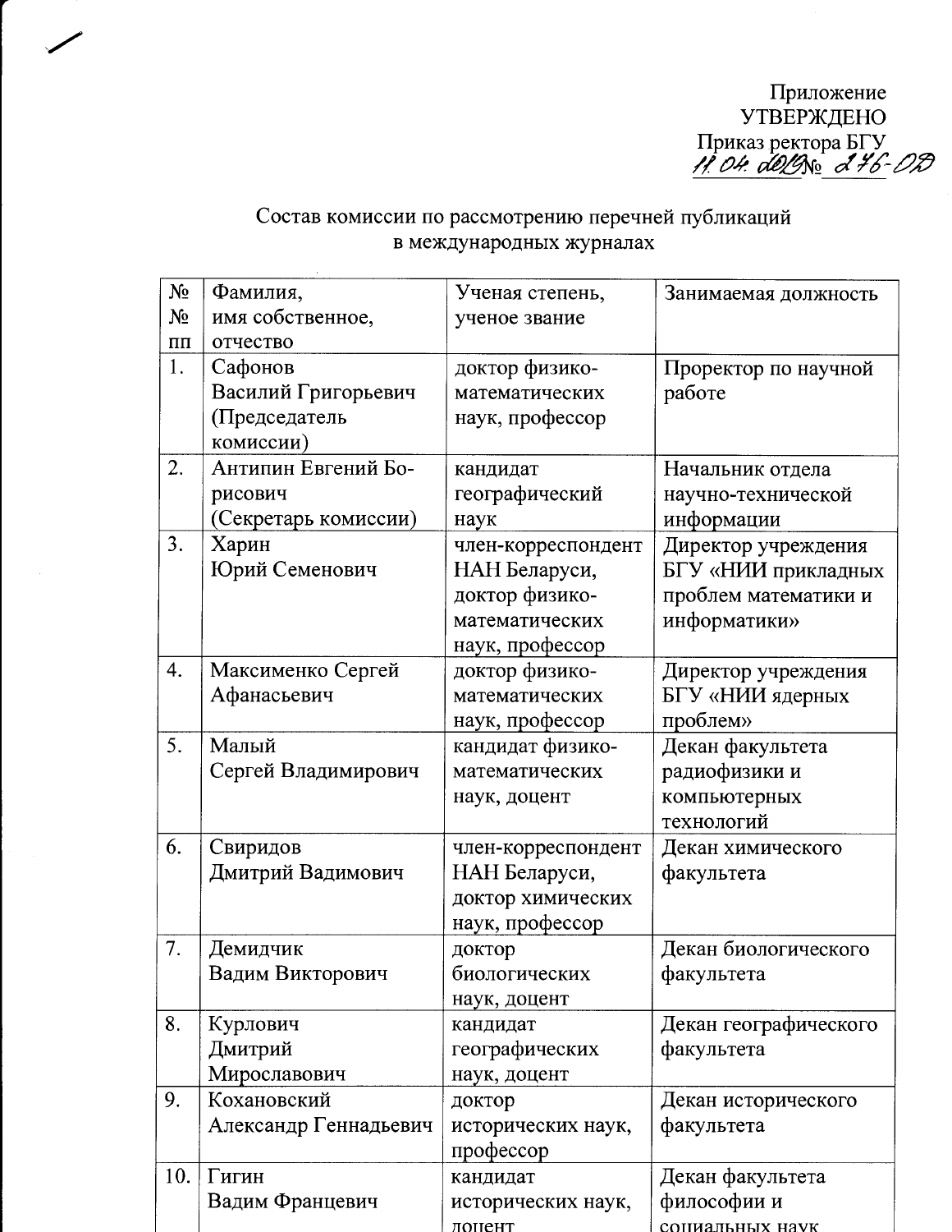Приложение
УТВЕРЖДЕНО
Приказ ректора БГУ
11.04.2019 № 276-ОД

Состав комиссии по рассмотрению перечней публикаций в международных журналах

| №№ пп | Фамилия, имя собственное, отчество | Ученая степень, ученое звание | Занимаемая должность |
|---|---|---|---|
| 1. | Сафонов Василий Григорьевич (Председатель комиссии) | доктор физико-математических наук, профессор | Проректор по научной работе |
| 2. | Антипин Евгений Борисович (Секретарь комиссии) | кандидат географический наук | Начальник отдела научно-технической информации |
| 3. | Харин Юрий Семенович | член-корреспондент НАН Беларуси, доктор физико-математических наук, профессор | Директор учреждения БГУ «НИИ прикладных проблем математики и информатики» |
| 4. | Максименко Сергей Афанасьевич | доктор физико-математических наук, профессор | Директор учреждения БГУ «НИИ ядерных проблем» |
| 5. | Малый Сергей Владимирович | кандидат физико-математических наук, доцент | Декан факультета радиофизики и компьютерных технологий |
| 6. | Свиридов Дмитрий Вадимович | член-корреспондент НАН Беларуси, доктор химических наук, профессор | Декан химического факультета |
| 7. | Демидчик Вадим Викторович | доктор биологических наук, доцент | Декан биологического факультета |
| 8. | Курлович Дмитрий Мирославович | кандидат географических наук, доцент | Декан географического факультета |
| 9. | Кохановский Александр Геннадьевич | доктор исторических наук, профессор | Декан исторического факультета |
| 10. | Гигин Вадим Францевич | кандидат исторических наук, доцент | Декан факультета философии и социальных наук |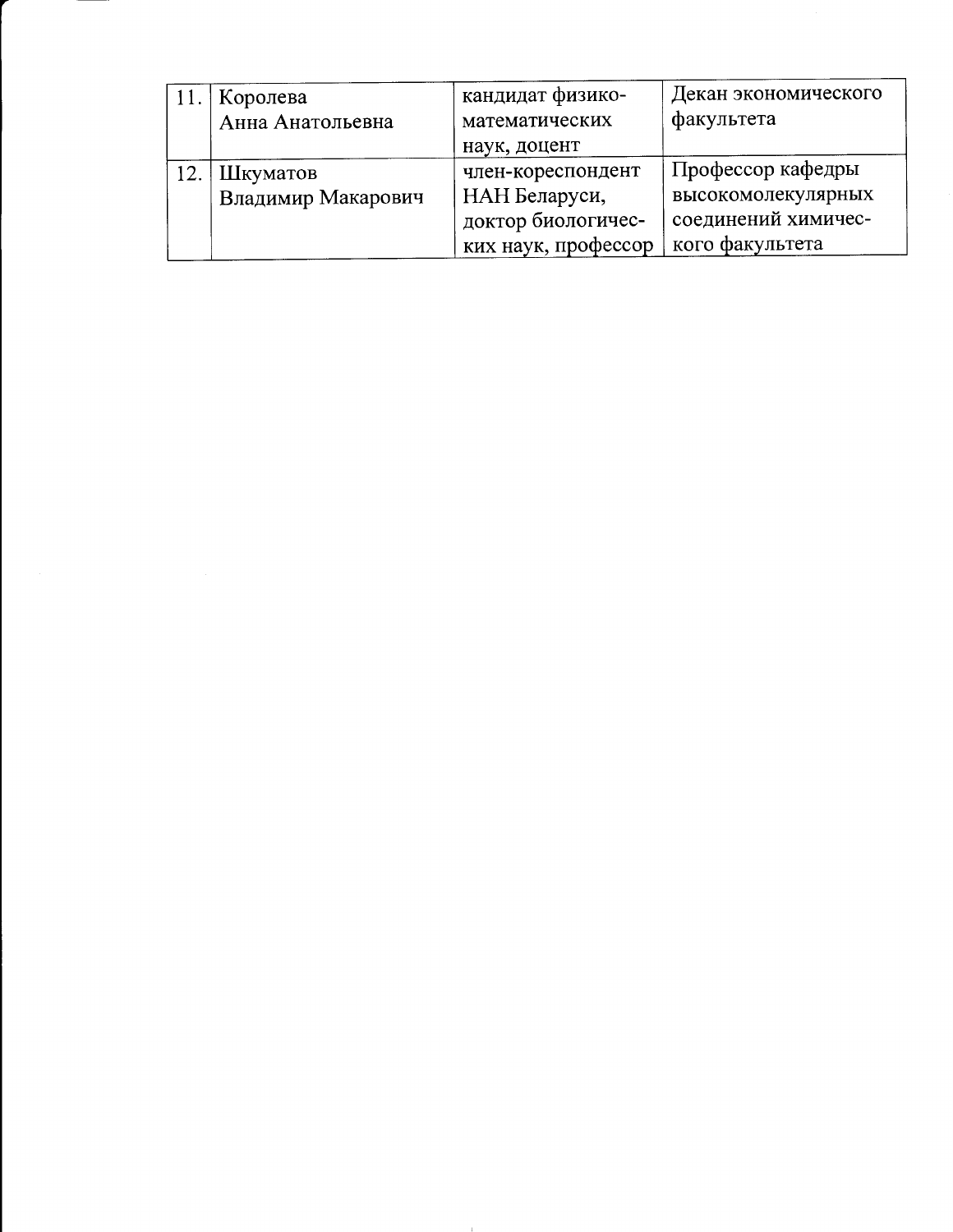| | | | |
|---|---|---|---|
| 11. | Королева Анна Анатольевна | кандидат физико-математических наук, доцент | Декан экономического факультета |
| 12. | Шкуматов Владимир Макарович | член-кореспондент НАН Беларуси, доктор биологических наук, профессор | Профессор кафедры высокомолекулярных соединений химического факультета |